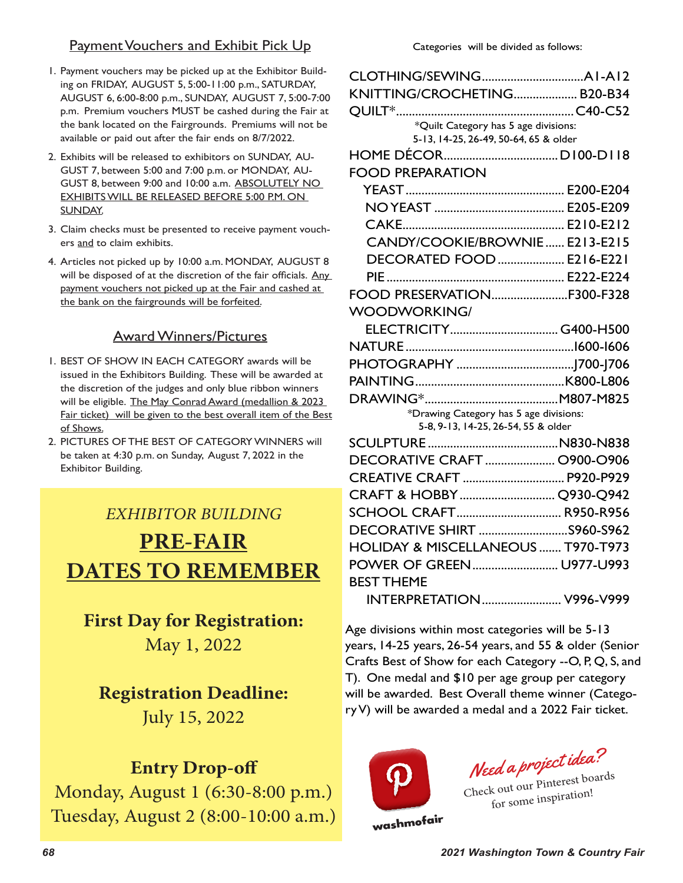## Payment Vouchers and Exhibit Pick Up

1. Payment vouchers may be picked up at the Exhibitor Building on FRIDAY, AUGUST 5, 5:00-11:00 p.m., SATURDAY, AUGUST 6, 6:00-8:00 p.m., SUNDAY, AUGUST 7, 5:00-7:00 p.m. Premium vouchers MUST be cashed during the Fair at the bank located on the Fairgrounds. Premiums will not be available or paid out after the fair ends on 8/7/2022.
2. Exhibits will be released to exhibitors on SUNDAY, AUGUST 7, between 5:00 and 7:00 p.m. or MONDAY, AUGUST 8, between 9:00 and 10:00 a.m. ABSOLUTELY NO EXHIBITS WILL BE RELEASED BEFORE 5:00 P.M. ON SUNDAY.
3. Claim checks must be presented to receive payment vouchers and to claim exhibits.
4. Articles not picked up by 10:00 a.m. MONDAY, AUGUST 8 will be disposed of at the discretion of the fair officials. Any payment vouchers not picked up at the Fair and cashed at the bank on the fairgrounds will be forfeited.

## Award Winners/Pictures

1. BEST OF SHOW IN EACH CATEGORY awards will be issued in the Exhibitors Building. These will be awarded at the discretion of the judges and only blue ribbon winners will be eligible. The May Conrad Award (medallion & 2023 Fair ticket) will be given to the best overall item of the Best of Shows.
2. PICTURES OF THE BEST OF CATEGORY WINNERS will be taken at 4:30 p.m. on Sunday, August 7, 2022 in the Exhibitor Building.

*EXHIBITOR BUILDING*

# PRE-FAIR DATES TO REMEMBER

**First Day for Registration:**
May 1, 2022

**Registration Deadline:**
July 15, 2022

**Entry Drop-off**
Monday, August 1 (6:30-8:00 p.m.)
Tuesday, August 2 (8:00-10:00 a.m.)

Categories will be divided as follows:

- CLOTHING/SEWING ... A1-A12
- KNITTING/CROCHETING ... B20-B34
- QUILT* ... C40-C52
  - *Quilt Category has 5 age divisions: 5-13, 14-25, 26-49, 50-64, 65 & older
- HOME DÉCOR ... D100-D118
- FOOD PREPARATION
  - YEAST ... E200-E204
  - NO YEAST ... E205-E209
  - CAKE ... E210-E212
  - CANDY/COOKIE/BROWNIE ... E213-E215
  - DECORATED FOOD ... E216-E221
  - PIE ... E222-E224
- FOOD PRESERVATION ... F300-F328
- WOODWORKING/ ELECTRICITY ... G400-H500
- NATURE ... I600-I606
- PHOTOGRAPHY ... J700-J706
- PAINTING ... K800-L806
- DRAWING* ... M807-M825
  - *Drawing Category has 5 age divisions: 5-8, 9-13, 14-25, 26-54, 55 & older
- SCULPTURE ... N830-N838
- DECORATIVE CRAFT ... O900-O906
- CREATIVE CRAFT ... P920-P929
- CRAFT & HOBBY ... Q930-Q942
- SCHOOL CRAFT ... R950-R956
- DECORATIVE SHIRT ... S960-S962
- HOLIDAY & MISCELLANEOUS ... T970-T973
- POWER OF GREEN ... U977-U993
- BEST THEME INTERPRETATION ... V996-V999

Age divisions within most categories will be 5-13 years, 14-25 years, 26-54 years, and 55 & older (Senior Crafts Best of Show for each Category --O, P, Q, S, and T). One medal and $10 per age group per category will be awarded. Best Overall theme winner (Category V) will be awarded a medal and a 2022 Fair ticket.

washmofair

*Need a project idea?* Check out our Pinterest boards for some inspiration!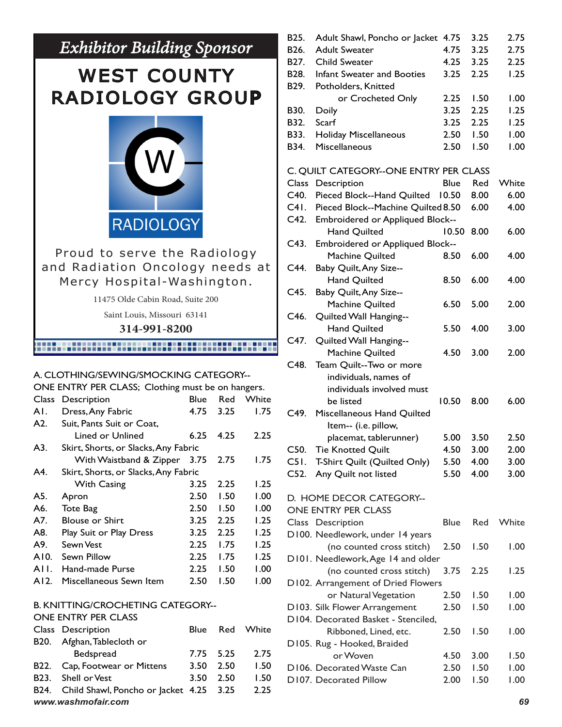## Exhibitor Building Sponsor

**WEST COUNTY RADIOLOGY GROUP**

RADIOLOGY

Proud to serve the Radiology and Radiation Oncology needs at Mercy Hospital-Washington.

11475 Olde Cabin Road, Suite 200

Saint Louis, Missouri 63141

**314-991-8200**

### A. CLOTHING/SEWING/SMOCKING CATEGORY--
ONE ENTRY PER CLASS; Clothing must be on hangers.

| Class | Description | Blue | Red | White |
|---|---|---|---|---|
| A1. | Dress, Any Fabric | 4.75 | 3.25 | 1.75 |
| A2. | Suit, Pants Suit or Coat, Lined or Unlined | 6.25 | 4.25 | 2.25 |
| A3. | Skirt, Shorts, or Slacks, Any Fabric With Waistband & Zipper | 3.75 | 2.75 | 1.75 |
| A4. | Skirt, Shorts, or Slacks, Any Fabric With Casing | 3.25 | 2.25 | 1.25 |
| A5. | Apron | 2.50 | 1.50 | 1.00 |
| A6. | Tote Bag | 2.50 | 1.50 | 1.00 |
| A7. | Blouse or Shirt | 3.25 | 2.25 | 1.25 |
| A8. | Play Suit or Play Dress | 3.25 | 2.25 | 1.25 |
| A9. | Sewn Vest | 2.25 | 1.75 | 1.25 |
| A10. | Sewn Pillow | 2.25 | 1.75 | 1.25 |
| A11. | Hand-made Purse | 2.25 | 1.50 | 1.00 |
| A12. | Miscellaneous Sewn Item | 2.50 | 1.50 | 1.00 |

### B. KNITTING/CROCHETING CATEGORY--
ONE ENTRY PER CLASS

| Class | Description | Blue | Red | White |
|---|---|---|---|---|
| B20. | Afghan, Tablecloth or Bedspread | 7.75 | 5.25 | 2.75 |
| B22. | Cap, Footwear or Mittens | 3.50 | 2.50 | 1.50 |
| B23. | Shell or Vest | 3.50 | 2.50 | 1.50 |
| B24. | Child Shawl, Poncho or Jacket | 4.25 | 3.25 | 2.25 |
| B25. | Adult Shawl, Poncho or Jacket | 4.75 | 3.25 | 2.75 |
| B26. | Adult Sweater | 4.75 | 3.25 | 2.75 |
| B27. | Child Sweater | 4.25 | 3.25 | 2.25 |
| B28. | Infant Sweater and Booties | 3.25 | 2.25 | 1.25 |
| B29. | Potholders, Knitted or Crocheted Only | 2.25 | 1.50 | 1.00 |
| B30. | Doily | 3.25 | 2.25 | 1.25 |
| B32. | Scarf | 3.25 | 2.25 | 1.25 |
| B33. | Holiday Miscellaneous | 2.50 | 1.50 | 1.00 |
| B34. | Miscellaneous | 2.50 | 1.50 | 1.00 |

### C. QUILT CATEGORY--ONE ENTRY PER CLASS

| Class | Description | Blue | Red | White |
|---|---|---|---|---|
| C40. | Pieced Block--Hand Quilted | 10.50 | 8.00 | 6.00 |
| C41. | Pieced Block--Machine Quilted | 8.50 | 6.00 | 4.00 |
| C42. | Embroidered or Appliqued Block-- Hand Quilted | 10.50 | 8.00 | 6.00 |
| C43. | Embroidered or Appliqued Block-- Machine Quilted | 8.50 | 6.00 | 4.00 |
| C44. | Baby Quilt, Any Size-- Hand Quilted | 8.50 | 6.00 | 4.00 |
| C45. | Baby Quilt, Any Size-- Machine Quilted | 6.50 | 5.00 | 2.00 |
| C46. | Quilted Wall Hanging-- Hand Quilted | 5.50 | 4.00 | 3.00 |
| C47. | Quilted Wall Hanging-- Machine Quilted | 4.50 | 3.00 | 2.00 |
| C48. | Team Quilt--Two or more individuals, names of individuals involved must be listed | 10.50 | 8.00 | 6.00 |
| C49. | Miscellaneous Hand Quilted Item-- (i.e. pillow, placemat, tablerunner) | 5.00 | 3.50 | 2.50 |
| C50. | Tie Knotted Quilt | 4.50 | 3.00 | 2.00 |
| C51. | T-Shirt Quilt (Quilted Only) | 5.50 | 4.00 | 3.00 |
| C52. | Any Quilt not listed | 5.50 | 4.00 | 3.00 |

### D. HOME DECOR CATEGORY--
ONE ENTRY PER CLASS

| Class | Description | Blue | Red | White |
|---|---|---|---|---|
| D100. | Needlework, under 14 years (no counted cross stitch) | 2.50 | 1.50 | 1.00 |
| D101. | Needlework, Age 14 and older (no counted cross stitch) | 3.75 | 2.25 | 1.25 |
| D102. | Arrangement of Dried Flowers or Natural Vegetation | 2.50 | 1.50 | 1.00 |
| D103. | Silk Flower Arrangement | 2.50 | 1.50 | 1.00 |
| D104. | Decorated Basket - Stenciled, Ribboned, Lined, etc. | 2.50 | 1.50 | 1.00 |
| D105. | Rug - Hooked, Braided or Woven | 4.50 | 3.00 | 1.50 |
| D106. | Decorated Waste Can | 2.50 | 1.50 | 1.00 |
| D107. | Decorated Pillow | 2.00 | 1.50 | 1.00 |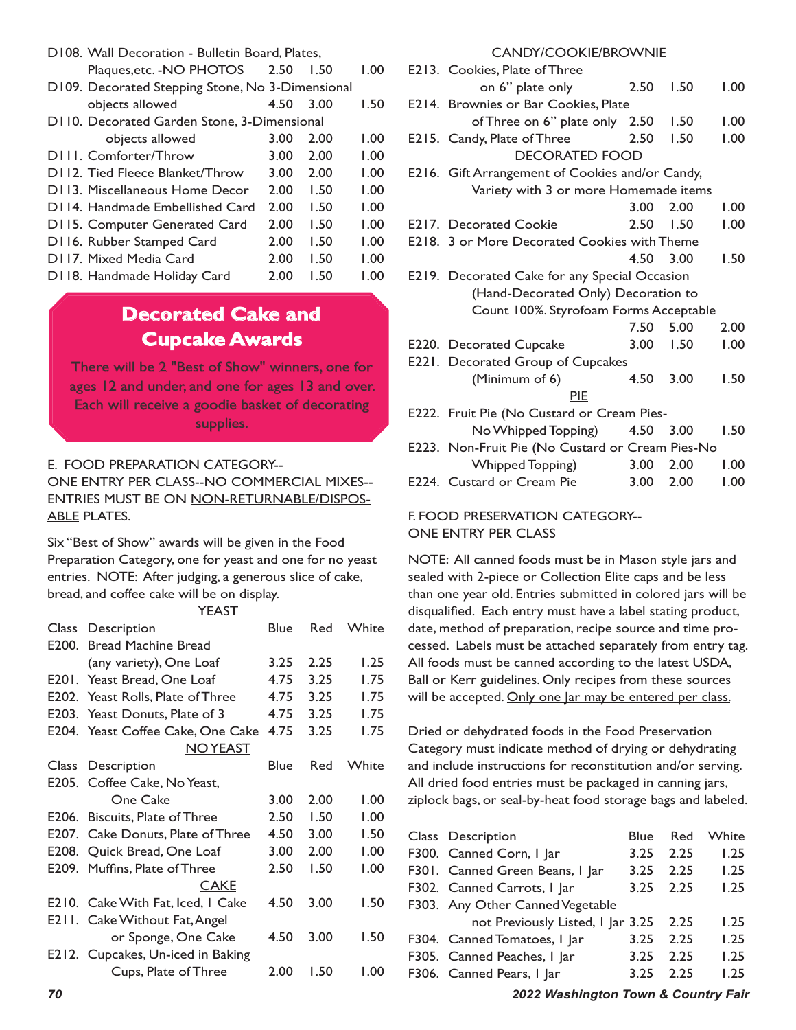| Class | Description | Blue | Red | White |
|---|---|---|---|---|
| D108. | Wall Decoration - Bulletin Board, Plates, Plaques,etc. -NO PHOTOS | 2.50 | 1.50 | 1.00 |
| D109. | Decorated Stepping Stone, No 3-Dimensional objects allowed | 4.50 | 3.00 | 1.50 |
| D110. | Decorated Garden Stone, 3-Dimensional objects allowed | 3.00 | 2.00 | 1.00 |
| D111. | Comforter/Throw | 3.00 | 2.00 | 1.00 |
| D112. | Tied Fleece Blanket/Throw | 3.00 | 2.00 | 1.00 |
| D113. | Miscellaneous Home Decor | 2.00 | 1.50 | 1.00 |
| D114. | Handmade Embellished Card | 2.00 | 1.50 | 1.00 |
| D115. | Computer Generated Card | 2.00 | 1.50 | 1.00 |
| D116. | Rubber Stamped Card | 2.00 | 1.50 | 1.00 |
| D117. | Mixed Media Card | 2.00 | 1.50 | 1.00 |
| D118. | Handmade Holiday Card | 2.00 | 1.50 | 1.00 |

## Decorated Cake and Cupcake Awards

There will be 2 "Best of Show" winners, one for ages 12 and under, and one for ages 13 and over. Each will receive a goodie basket of decorating supplies.

## E. FOOD PREPARATION CATEGORY-- ONE ENTRY PER CLASS--NO COMMERCIAL MIXES-- ENTRIES MUST BE ON NON-RETURNABLE/DISPOSABLE PLATES.

Six "Best of Show" awards will be given in the Food Preparation Category, one for yeast and one for no yeast entries. NOTE: After judging, a generous slice of cake, bread, and coffee cake will be on display.

**YEAST**

| Class | Description | Blue | Red | White |
|---|---|---|---|---|
| E200. | Bread Machine Bread (any variety), One Loaf | 3.25 | 2.25 | 1.25 |
| E201. | Yeast Bread, One Loaf | 4.75 | 3.25 | 1.75 |
| E202. | Yeast Rolls, Plate of Three | 4.75 | 3.25 | 1.75 |
| E203. | Yeast Donuts, Plate of 3 | 4.75 | 3.25 | 1.75 |
| E204. | Yeast Coffee Cake, One Cake | 4.75 | 3.25 | 1.75 |

**NO YEAST**

| Class | Description | Blue | Red | White |
|---|---|---|---|---|
| E205. | Coffee Cake, No Yeast, One Cake | 3.00 | 2.00 | 1.00 |
| E206. | Biscuits, Plate of Three | 2.50 | 1.50 | 1.00 |
| E207. | Cake Donuts, Plate of Three | 4.50 | 3.00 | 1.50 |
| E208. | Quick Bread, One Loaf | 3.00 | 2.00 | 1.00 |
| E209. | Muffins, Plate of Three | 2.50 | 1.50 | 1.00 |

**CAKE**

| Class | Description | Blue | Red | White |
|---|---|---|---|---|
| E210. | Cake With Fat, Iced, 1 Cake | 4.50 | 3.00 | 1.50 |
| E211. | Cake Without Fat, Angel or Sponge, One Cake | 4.50 | 3.00 | 1.50 |
| E212. | Cupcakes, Un-iced in Baking Cups, Plate of Three | 2.00 | 1.50 | 1.00 |

**CANDY/COOKIE/BROWNIE**

| Class | Description | Blue | Red | White |
|---|---|---|---|---|
| E213. | Cookies, Plate of Three on 6" plate only | 2.50 | 1.50 | 1.00 |
| E214. | Brownies or Bar Cookies, Plate of Three on 6" plate only | 2.50 | 1.50 | 1.00 |
| E215. | Candy, Plate of Three | 2.50 | 1.50 | 1.00 |

**DECORATED FOOD**

| Class | Description | Blue | Red | White |
|---|---|---|---|---|
| E216. | Gift Arrangement of Cookies and/or Candy, Variety with 3 or more Homemade items | 3.00 | 2.00 | 1.00 |
| E217. | Decorated Cookie | 2.50 | 1.50 | 1.00 |
| E218. | 3 or More Decorated Cookies with Theme | 4.50 | 3.00 | 1.50 |
| E219. | Decorated Cake for any Special Occasion (Hand-Decorated Only) Decoration to Count 100%. Styrofoam Forms Acceptable | 7.50 | 5.00 | 2.00 |
| E220. | Decorated Cupcake | 3.00 | 1.50 | 1.00 |
| E221. | Decorated Group of Cupcakes (Minimum of 6) | 4.50 | 3.00 | 1.50 |

**PIE**

| Class | Description | Blue | Red | White |
|---|---|---|---|---|
| E222. | Fruit Pie (No Custard or Cream Pies-No Whipped Topping) | 4.50 | 3.00 | 1.50 |
| E223. | Non-Fruit Pie (No Custard or Cream Pies-No Whipped Topping) | 3.00 | 2.00 | 1.00 |
| E224. | Custard or Cream Pie | 3.00 | 2.00 | 1.00 |

## F. FOOD PRESERVATION CATEGORY-- ONE ENTRY PER CLASS

NOTE: All canned foods must be in Mason style jars and sealed with 2-piece or Collection Elite caps and be less than one year old. Entries submitted in colored jars will be disqualified. Each entry must have a label stating product, date, method of preparation, recipe source and time processed. Labels must be attached separately from entry tag. All foods must be canned according to the latest USDA, Ball or Kerr guidelines. Only recipes from these sources will be accepted. Only one Jar may be entered per class.

Dried or dehydrated foods in the Food Preservation Category must indicate method of drying or dehydrating and include instructions for reconstitution and/or serving. All dried food entries must be packaged in canning jars, ziplock bags, or seal-by-heat food storage bags and labeled.

| Class | Description | Blue | Red | White |
|---|---|---|---|---|
| F300. | Canned Corn, 1 Jar | 3.25 | 2.25 | 1.25 |
| F301. | Canned Green Beans, 1 Jar | 3.25 | 2.25 | 1.25 |
| F302. | Canned Carrots, 1 Jar | 3.25 | 2.25 | 1.25 |
| F303. | Any Other Canned Vegetable not Previously Listed, 1 Jar | 3.25 | 2.25 | 1.25 |
| F304. | Canned Tomatoes, 1 Jar | 3.25 | 2.25 | 1.25 |
| F305. | Canned Peaches, 1 Jar | 3.25 | 2.25 | 1.25 |
| F306. | Canned Pears, 1 Jar | 3.25 | 2.25 | 1.25 |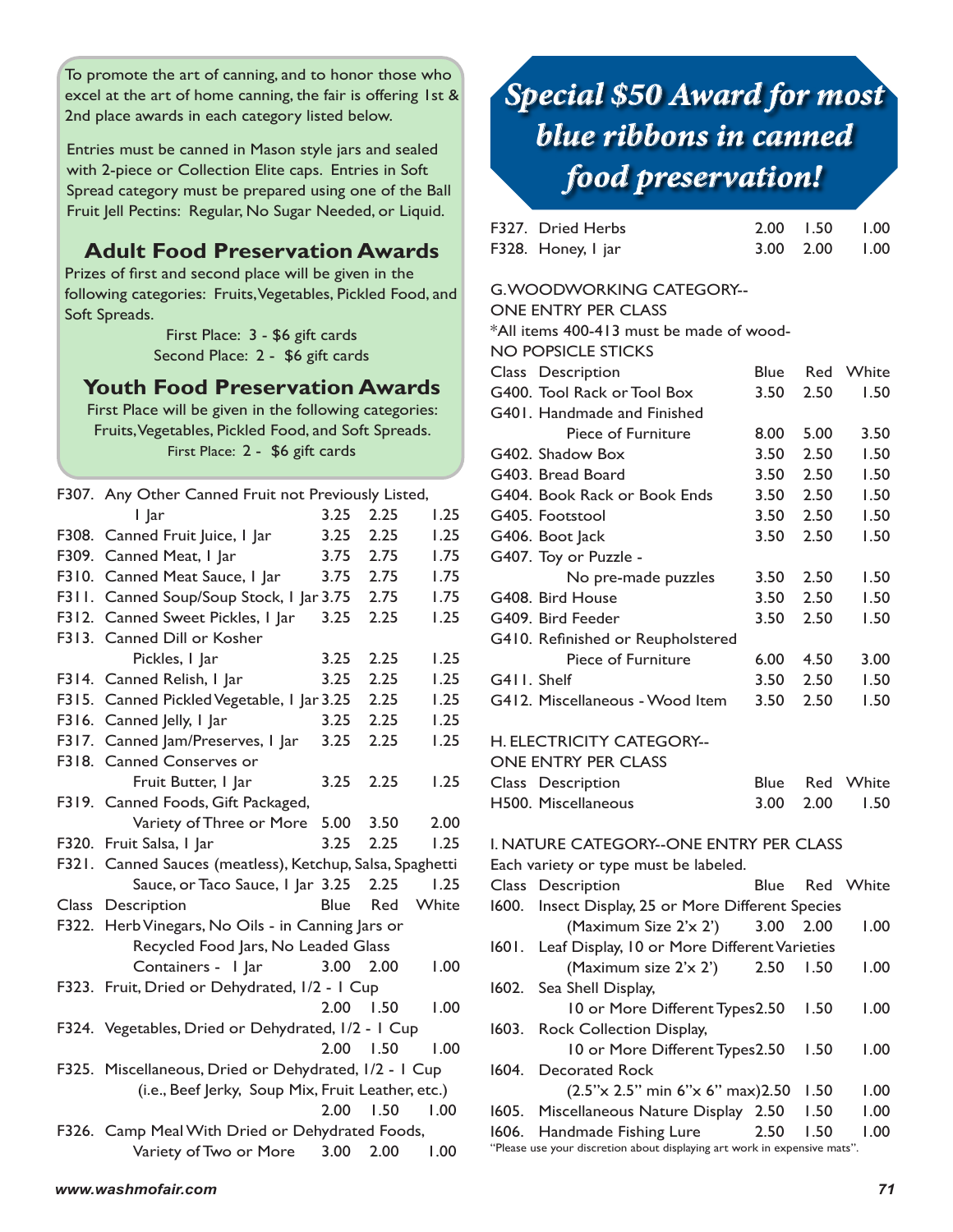To promote the art of canning, and to honor those who excel at the art of home canning, the fair is offering 1st & 2nd place awards in each category listed below.

Entries must be canned in Mason style jars and sealed with 2-piece or Collection Elite caps. Entries in Soft Spread category must be prepared using one of the Ball Fruit Jell Pectins: Regular, No Sugar Needed, or Liquid.

## Adult Food Preservation Awards

Prizes of first and second place will be given in the following categories: Fruits, Vegetables, Pickled Food, and Soft Spreads.

First Place: 3 - $6 gift cards
Second Place: 2 - $6 gift cards

## Youth Food Preservation Awards

First Place will be given in the following categories: Fruits, Vegetables, Pickled Food, and Soft Spreads.

First Place: 2 - $6 gift cards

| Class | Description | Blue | Red | White |
|---|---|---|---|---|
| F307. | Any Other Canned Fruit not Previously Listed, 1 Jar | 3.25 | 2.25 | 1.25 |
| F308. | Canned Fruit Juice, 1 Jar | 3.25 | 2.25 | 1.25 |
| F309. | Canned Meat, 1 Jar | 3.75 | 2.75 | 1.75 |
| F310. | Canned Meat Sauce, 1 Jar | 3.75 | 2.75 | 1.75 |
| F311. | Canned Soup/Soup Stock, 1 Jar | 3.75 | 2.75 | 1.75 |
| F312. | Canned Sweet Pickles, 1 Jar | 3.25 | 2.25 | 1.25 |
| F313. | Canned Dill or Kosher Pickles, 1 Jar | 3.25 | 2.25 | 1.25 |
| F314. | Canned Relish, 1 Jar | 3.25 | 2.25 | 1.25 |
| F315. | Canned Pickled Vegetable, 1 Jar | 3.25 | 2.25 | 1.25 |
| F316. | Canned Jelly, 1 Jar | 3.25 | 2.25 | 1.25 |
| F317. | Canned Jam/Preserves, 1 Jar | 3.25 | 2.25 | 1.25 |
| F318. | Canned Conserves or Fruit Butter, 1 Jar | 3.25 | 2.25 | 1.25 |
| F319. | Canned Foods, Gift Packaged, Variety of Three or More | 5.00 | 3.50 | 2.00 |
| F320. | Fruit Salsa, 1 Jar | 3.25 | 2.25 | 1.25 |
| F321. | Canned Sauces (meatless), Ketchup, Salsa, Spaghetti Sauce, or Taco Sauce, 1 Jar | 3.25 | 2.25 | 1.25 |

| Class | Description | Blue | Red | White |
|---|---|---|---|---|
| F322. | Herb Vinegars, No Oils - in Canning Jars or Recycled Food Jars, No Leaded Glass Containers - 1 Jar | 3.00 | 2.00 | 1.00 |
| F323. | Fruit, Dried or Dehydrated, 1/2 - 1 Cup | 2.00 | 1.50 | 1.00 |
| F324. | Vegetables, Dried or Dehydrated, 1/2 - 1 Cup | 2.00 | 1.50 | 1.00 |
| F325. | Miscellaneous, Dried or Dehydrated, 1/2 - 1 Cup (i.e., Beef Jerky, Soup Mix, Fruit Leather, etc.) | 2.00 | 1.50 | 1.00 |
| F326. | Camp Meal With Dried or Dehydrated Foods, Variety of Two or More | 3.00 | 2.00 | 1.00 |

## Special $50 Award for most blue ribbons in canned food preservation!

| Class | Description | Blue | Red | White |
|---|---|---|---|---|
| F327. | Dried Herbs | 2.00 | 1.50 | 1.00 |
| F328. | Honey, 1 jar | 3.00 | 2.00 | 1.00 |

### G. WOODWORKING CATEGORY-- ONE ENTRY PER CLASS

*All items 400-413 must be made of wood- NO POPSICLE STICKS

| Class | Description | Blue | Red | White |
|---|---|---|---|---|
| G400. | Tool Rack or Tool Box | 3.50 | 2.50 | 1.50 |
| G401. | Handmade and Finished Piece of Furniture | 8.00 | 5.00 | 3.50 |
| G402. | Shadow Box | 3.50 | 2.50 | 1.50 |
| G403. | Bread Board | 3.50 | 2.50 | 1.50 |
| G404. | Book Rack or Book Ends | 3.50 | 2.50 | 1.50 |
| G405. | Footstool | 3.50 | 2.50 | 1.50 |
| G406. | Boot Jack | 3.50 | 2.50 | 1.50 |
| G407. | Toy or Puzzle - No pre-made puzzles | 3.50 | 2.50 | 1.50 |
| G408. | Bird House | 3.50 | 2.50 | 1.50 |
| G409. | Bird Feeder | 3.50 | 2.50 | 1.50 |
| G410. | Refinished or Reupholstered Piece of Furniture | 6.00 | 4.50 | 3.00 |
| G411. | Shelf | 3.50 | 2.50 | 1.50 |
| G412. | Miscellaneous - Wood Item | 3.50 | 2.50 | 1.50 |

### H. ELECTRICITY CATEGORY-- ONE ENTRY PER CLASS

| Class | Description | Blue | Red | White |
|---|---|---|---|---|
| H500. | Miscellaneous | 3.00 | 2.00 | 1.50 |

### I. NATURE CATEGORY--ONE ENTRY PER CLASS

Each variety or type must be labeled.

| Class | Description | Blue | Red | White |
|---|---|---|---|---|
| I600. | Insect Display, 25 or More Different Species (Maximum Size 2'x 2') | 3.00 | 2.00 | 1.00 |
| I601. | Leaf Display, 10 or More Different Varieties (Maximum size 2'x 2') | 2.50 | 1.50 | 1.00 |
| I602. | Sea Shell Display, 10 or More Different Types | 2.50 | 1.50 | 1.00 |
| I603. | Rock Collection Display, 10 or More Different Types | 2.50 | 1.50 | 1.00 |
| I604. | Decorated Rock (2.5"x 2.5" min 6"x 6" max) | 2.50 | 1.50 | 1.00 |
| I605. | Miscellaneous Nature Display | 2.50 | 1.50 | 1.00 |
| I606. | Handmade Fishing Lure | 2.50 | 1.50 | 1.00 |

"Please use your discretion about displaying art work in expensive mats".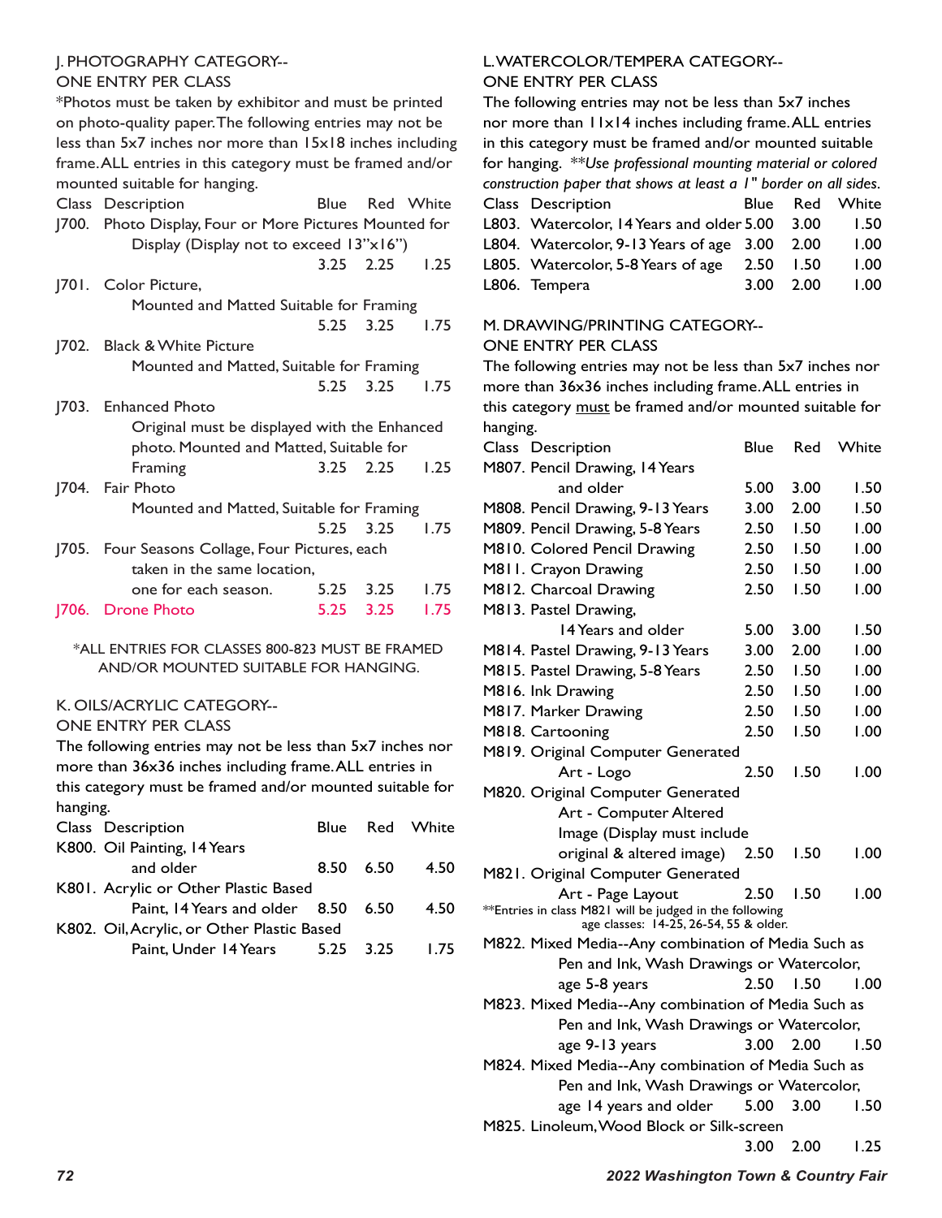## J. PHOTOGRAPHY CATEGORY-- ONE ENTRY PER CLASS

*Photos must be taken by exhibitor and must be printed on photo-quality paper. The following entries may not be less than 5x7 inches nor more than 15x18 inches including frame. ALL entries in this category must be framed and/or mounted suitable for hanging.

| Class | Description | Blue | Red | White |
|---|---|---|---|---|
| J700. | Photo Display, Four or More Pictures Mounted for Display (Display not to exceed 13"x16") | 3.25 | 2.25 | 1.25 |
| J701. | Color Picture, Mounted and Matted Suitable for Framing | 5.25 | 3.25 | 1.75 |
| J702. | Black & White Picture Mounted and Matted, Suitable for Framing | 5.25 | 3.25 | 1.75 |
| J703. | Enhanced Photo Original must be displayed with the Enhanced photo. Mounted and Matted, Suitable for Framing | 3.25 | 2.25 | 1.25 |
| J704. | Fair Photo Mounted and Matted, Suitable for Framing | 5.25 | 3.25 | 1.75 |
| J705. | Four Seasons Collage, Four Pictures, each taken in the same location, one for each season. | 5.25 | 3.25 | 1.75 |
| J706. | Drone Photo | 5.25 | 3.25 | 1.75 |

*ALL ENTRIES FOR CLASSES 800-823 MUST BE FRAMED AND/OR MOUNTED SUITABLE FOR HANGING.

## K. OILS/ACRYLIC CATEGORY-- ONE ENTRY PER CLASS

The following entries may not be less than 5x7 inches nor more than 36x36 inches including frame. ALL entries in this category must be framed and/or mounted suitable for hanging.

| Class | Description | Blue | Red | White |
|---|---|---|---|---|
| K800. | Oil Painting, 14 Years and older | 8.50 | 6.50 | 4.50 |
| K801. | Acrylic or Other Plastic Based Paint, 14 Years and older | 8.50 | 6.50 | 4.50 |
| K802. | Oil, Acrylic, or Other Plastic Based Paint, Under 14 Years | 5.25 | 3.25 | 1.75 |

## L. WATERCOLOR/TEMPERA CATEGORY-- ONE ENTRY PER CLASS

The following entries may not be less than 5x7 inches nor more than 11x14 inches including frame. ALL entries in this category must be framed and/or mounted suitable for hanging. ***Use professional mounting material or colored construction paper that shows at least a 1" border on all sides.*

| Class | Description | Blue | Red | White |
|---|---|---|---|---|
| L803. | Watercolor, 14 Years and older | 5.00 | 3.00 | 1.50 |
| L804. | Watercolor, 9-13 Years of age | 3.00 | 2.00 | 1.00 |
| L805. | Watercolor, 5-8 Years of age | 2.50 | 1.50 | 1.00 |
| L806. | Tempera | 3.00 | 2.00 | 1.00 |

## M. DRAWING/PRINTING CATEGORY-- ONE ENTRY PER CLASS

The following entries may not be less than 5x7 inches nor more than 36x36 inches including frame. ALL entries in this category must be framed and/or mounted suitable for hanging.

| Class | Description | Blue | Red | White |
|---|---|---|---|---|
| M807. | Pencil Drawing, 14 Years and older | 5.00 | 3.00 | 1.50 |
| M808. | Pencil Drawing, 9-13 Years | 3.00 | 2.00 | 1.50 |
| M809. | Pencil Drawing, 5-8 Years | 2.50 | 1.50 | 1.00 |
| M810. | Colored Pencil Drawing | 2.50 | 1.50 | 1.00 |
| M811. | Crayon Drawing | 2.50 | 1.50 | 1.00 |
| M812. | Charcoal Drawing | 2.50 | 1.50 | 1.00 |
| M813. | Pastel Drawing, 14 Years and older | 5.00 | 3.00 | 1.50 |
| M814. | Pastel Drawing, 9-13 Years | 3.00 | 2.00 | 1.00 |
| M815. | Pastel Drawing, 5-8 Years | 2.50 | 1.50 | 1.00 |
| M816. | Ink Drawing | 2.50 | 1.50 | 1.00 |
| M817. | Marker Drawing | 2.50 | 1.50 | 1.00 |
| M818. | Cartooning | 2.50 | 1.50 | 1.00 |
| M819. | Original Computer Generated Art - Logo | 2.50 | 1.50 | 1.00 |
| M820. | Original Computer Generated Art - Computer Altered Image (Display must include original & altered image) | 2.50 | 1.50 | 1.00 |
| M821. | Original Computer Generated Art - Page Layout | 2.50 | 1.50 | 1.00 |

**Entries in class M821 will be judged in the following age classes: 14-25, 26-54, 55 & older.

| Class | Description | Blue | Red | White |
|---|---|---|---|---|
| M822. | Mixed Media--Any combination of Media Such as Pen and Ink, Wash Drawings or Watercolor, age 5-8 years | 2.50 | 1.50 | 1.00 |
| M823. | Mixed Media--Any combination of Media Such as Pen and Ink, Wash Drawings or Watercolor, age 9-13 years | 3.00 | 2.00 | 1.50 |
| M824. | Mixed Media--Any combination of Media Such as Pen and Ink, Wash Drawings or Watercolor, age 14 years and older | 5.00 | 3.00 | 1.50 |
| M825. | Linoleum, Wood Block or Silk-screen | 3.00 | 2.00 | 1.25 |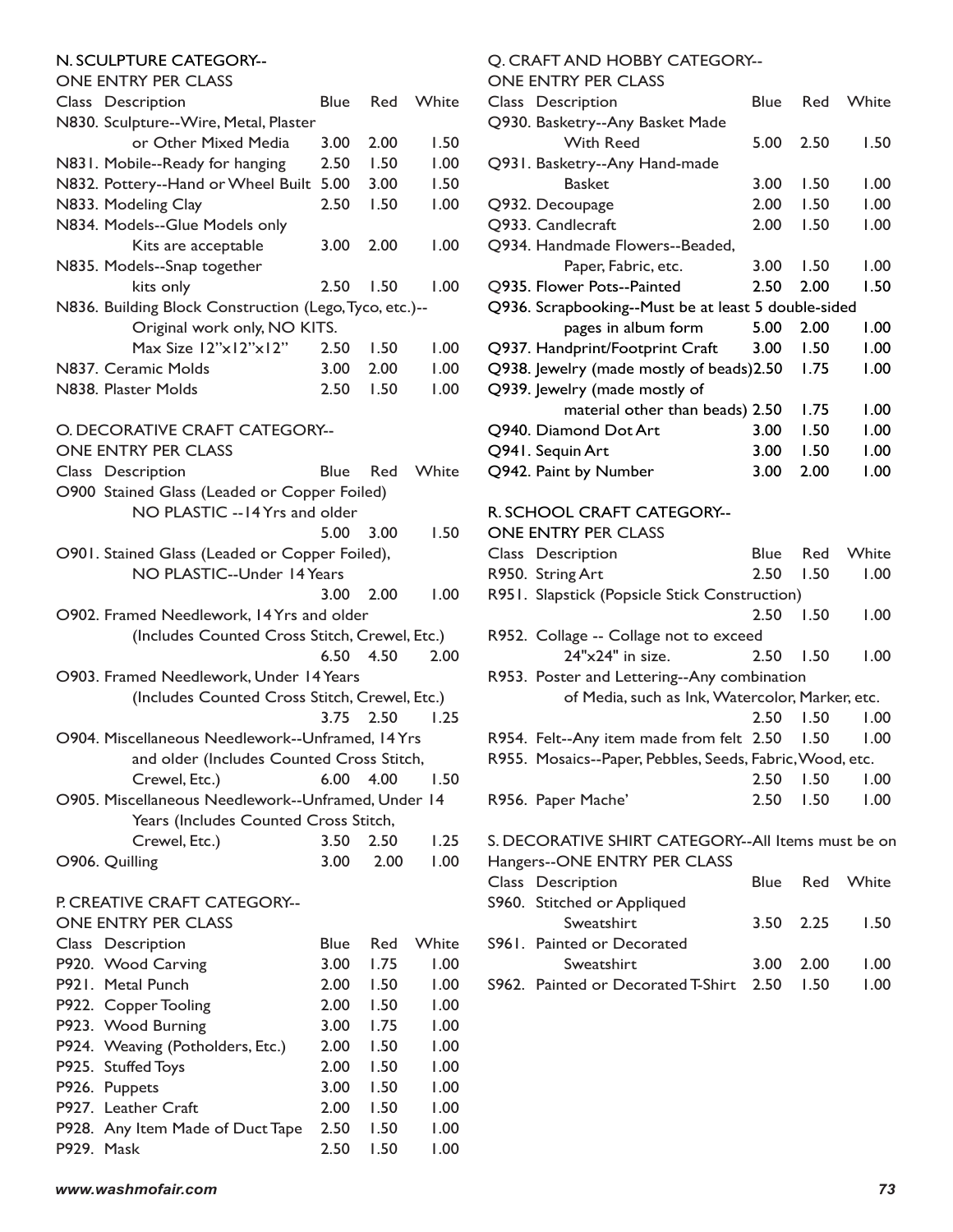## N. SCULPTURE CATEGORY-- ONE ENTRY PER CLASS

| Class | Description | Blue | Red | White |
|---|---|---|---|---|
| N830. | Sculpture--Wire, Metal, Plaster or Other Mixed Media | 3.00 | 2.00 | 1.50 |
| N831. | Mobile--Ready for hanging | 2.50 | 1.50 | 1.00 |
| N832. | Pottery--Hand or Wheel Built | 5.00 | 3.00 | 1.50 |
| N833. | Modeling Clay | 2.50 | 1.50 | 1.00 |
| N834. | Models--Glue Models only Kits are acceptable | 3.00 | 2.00 | 1.00 |
| N835. | Models--Snap together kits only | 2.50 | 1.50 | 1.00 |
| N836. | Building Block Construction (Lego, Tyco, etc.)-- Original work only, NO KITS. Max Size 12"x12"x12" | 2.50 | 1.50 | 1.00 |
| N837. | Ceramic Molds | 3.00 | 2.00 | 1.00 |
| N838. | Plaster Molds | 2.50 | 1.50 | 1.00 |

## O. DECORATIVE CRAFT CATEGORY-- ONE ENTRY PER CLASS

| Class | Description | Blue | Red | White |
|---|---|---|---|---|
| O900 | Stained Glass (Leaded or Copper Foiled) NO PLASTIC --14 Yrs and older | 5.00 | 3.00 | 1.50 |
| O901. | Stained Glass (Leaded or Copper Foiled), NO PLASTIC--Under 14 Years | 3.00 | 2.00 | 1.00 |
| O902. | Framed Needlework, 14 Yrs and older (Includes Counted Cross Stitch, Crewel, Etc.) | 6.50 | 4.50 | 2.00 |
| O903. | Framed Needlework, Under 14 Years (Includes Counted Cross Stitch, Crewel, Etc.) | 3.75 | 2.50 | 1.25 |
| O904. | Miscellaneous Needlework--Unframed, 14 Yrs and older (Includes Counted Cross Stitch, Crewel, Etc.) | 6.00 | 4.00 | 1.50 |
| O905. | Miscellaneous Needlework--Unframed, Under 14 Years (Includes Counted Cross Stitch, Crewel, Etc.) | 3.50 | 2.50 | 1.25 |
| O906. | Quilling | 3.00 | 2.00 | 1.00 |

## P. CREATIVE CRAFT CATEGORY-- ONE ENTRY PER CLASS

| Class | Description | Blue | Red | White |
|---|---|---|---|---|
| P920. | Wood Carving | 3.00 | 1.75 | 1.00 |
| P921. | Metal Punch | 2.00 | 1.50 | 1.00 |
| P922. | Copper Tooling | 2.00 | 1.50 | 1.00 |
| P923. | Wood Burning | 3.00 | 1.75 | 1.00 |
| P924. | Weaving (Potholders, Etc.) | 2.00 | 1.50 | 1.00 |
| P925. | Stuffed Toys | 2.00 | 1.50 | 1.00 |
| P926. | Puppets | 3.00 | 1.50 | 1.00 |
| P927. | Leather Craft | 2.00 | 1.50 | 1.00 |
| P928. | Any Item Made of Duct Tape | 2.50 | 1.50 | 1.00 |
| P929. | Mask | 2.50 | 1.50 | 1.00 |

## Q. CRAFT AND HOBBY CATEGORY-- ONE ENTRY PER CLASS

| Class | Description | Blue | Red | White |
|---|---|---|---|---|
| Q930. | Basketry--Any Basket Made With Reed | 5.00 | 2.50 | 1.50 |
| Q931. | Basketry--Any Hand-made Basket | 3.00 | 1.50 | 1.00 |
| Q932. | Decoupage | 2.00 | 1.50 | 1.00 |
| Q933. | Candlecraft | 2.00 | 1.50 | 1.00 |
| Q934. | Handmade Flowers--Beaded, Paper, Fabric, etc. | 3.00 | 1.50 | 1.00 |
| Q935. | Flower Pots--Painted | 2.50 | 2.00 | 1.50 |
| Q936. | Scrapbooking--Must be at least 5 double-sided pages in album form | 5.00 | 2.00 | 1.00 |
| Q937. | Handprint/Footprint Craft | 3.00 | 1.50 | 1.00 |
| Q938. | Jewelry (made mostly of beads) | 2.50 | 1.75 | 1.00 |
| Q939. | Jewelry (made mostly of material other than beads) | 2.50 | 1.75 | 1.00 |
| Q940. | Diamond Dot Art | 3.00 | 1.50 | 1.00 |
| Q941. | Sequin Art | 3.00 | 1.50 | 1.00 |
| Q942. | Paint by Number | 3.00 | 2.00 | 1.00 |

## R. SCHOOL CRAFT CATEGORY-- ONE ENTRY PER CLASS

| Class | Description | Blue | Red | White |
|---|---|---|---|---|
| R950. | String Art | 2.50 | 1.50 | 1.00 |
| R951. | Slapstick (Popsicle Stick Construction) | 2.50 | 1.50 | 1.00 |
| R952. | Collage -- Collage not to exceed 24"x24" in size. | 2.50 | 1.50 | 1.00 |
| R953. | Poster and Lettering--Any combination of Media, such as Ink, Watercolor, Marker, etc. | 2.50 | 1.50 | 1.00 |
| R954. | Felt--Any item made from felt | 2.50 | 1.50 | 1.00 |
| R955. | Mosaics--Paper, Pebbles, Seeds, Fabric, Wood, etc. | 2.50 | 1.50 | 1.00 |
| R956. | Paper Mache' | 2.50 | 1.50 | 1.00 |

## S. DECORATIVE SHIRT CATEGORY--All Items must be on Hangers--ONE ENTRY PER CLASS

| Class | Description | Blue | Red | White |
|---|---|---|---|---|
| S960. | Stitched or Appliqued Sweatshirt | 3.50 | 2.25 | 1.50 |
| S961. | Painted or Decorated Sweatshirt | 3.00 | 2.00 | 1.00 |
| S962. | Painted or Decorated T-Shirt | 2.50 | 1.50 | 1.00 |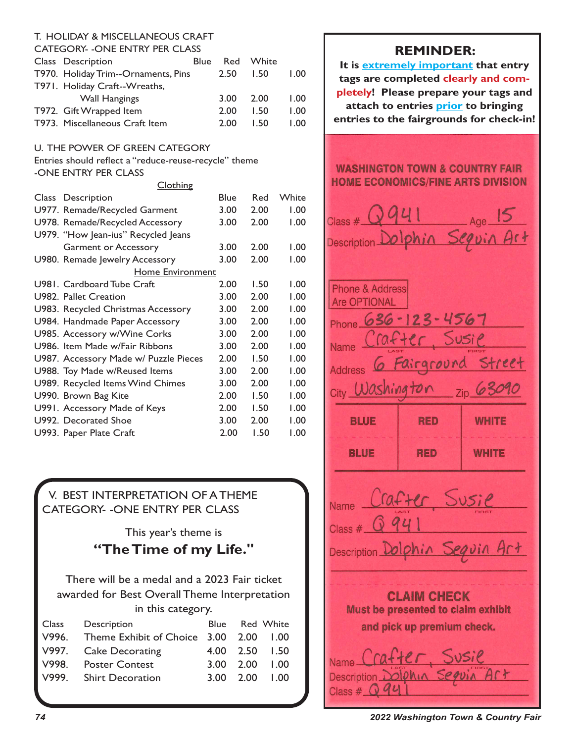T. HOLIDAY & MISCELLANEOUS CRAFT CATEGORY- -ONE ENTRY PER CLASS

| Class | Description | Blue | Red | White |
|---|---|---|---|---|
| T970. | Holiday Trim--Ornaments, Pins | 2.50 | 1.50 | 1.00 |
| T971. | Holiday Craft--Wreaths, Wall Hangings | 3.00 | 2.00 | 1.00 |
| T972. | Gift Wrapped Item | 2.00 | 1.50 | 1.00 |
| T973. | Miscellaneous Craft Item | 2.00 | 1.50 | 1.00 |

U. THE POWER OF GREEN CATEGORY

Entries should reflect a "reduce-reuse-recycle" theme -ONE ENTRY PER CLASS

| Class | Description | Blue | Red | White |
|---|---|---|---|---|
| | Clothing | | | |
| U977. | Remade/Recycled Garment | 3.00 | 2.00 | 1.00 |
| U978. | Remade/Recycled Accessory | 3.00 | 2.00 | 1.00 |
| U979. | "How Jean-ius" Recycled Jeans Garment or Accessory | 3.00 | 2.00 | 1.00 |
| U980. | Remade Jewelry Accessory | 3.00 | 2.00 | 1.00 |
| | Home Environment | | | |
| U981. | Cardboard Tube Craft | 2.00 | 1.50 | 1.00 |
| U982. | Pallet Creation | 3.00 | 2.00 | 1.00 |
| U983. | Recycled Christmas Accessory | 3.00 | 2.00 | 1.00 |
| U984. | Handmade Paper Accessory | 3.00 | 2.00 | 1.00 |
| U985. | Accessory w/Wine Corks | 3.00 | 2.00 | 1.00 |
| U986. | Item Made w/Fair Ribbons | 3.00 | 2.00 | 1.00 |
| U987. | Accessory Made w/ Puzzle Pieces | 2.00 | 1.50 | 1.00 |
| U988. | Toy Made w/Reused Items | 3.00 | 2.00 | 1.00 |
| U989. | Recycled Items Wind Chimes | 3.00 | 2.00 | 1.00 |
| U990. | Brown Bag Kite | 2.00 | 1.50 | 1.00 |
| U991. | Accessory Made of Keys | 2.00 | 1.50 | 1.00 |
| U992. | Decorated Shoe | 3.00 | 2.00 | 1.00 |
| U993. | Paper Plate Craft | 2.00 | 1.50 | 1.00 |

V. BEST INTERPRETATION OF A THEME CATEGORY- -ONE ENTRY PER CLASS

This year's theme is

**"The Time of my Life."**

There will be a medal and a 2023 Fair ticket awarded for Best Overall Theme Interpretation in this category.

| Class | Description | Blue | Red | White |
|---|---|---|---|---|
| V996. | Theme Exhibit of Choice | 3.00 | 2.00 | 1.00 |
| V997. | Cake Decorating | 4.00 | 2.50 | 1.50 |
| V998. | Poster Contest | 3.00 | 2.00 | 1.00 |
| V999. | Shirt Decoration | 3.00 | 2.00 | 1.00 |

## REMINDER:

**It is extremely important that entry tags are completed clearly and completely! Please prepare your tags and attach to entries prior to bringing entries to the fairgrounds for check-in!**

**WASHINGTON TOWN & COUNTRY FAIR**
**HOME ECONOMICS/FINE ARTS DIVISION**

Class # Q941 Age 15
Description Dolphin Sequin Art

Phone & Address Are OPTIONAL

Phone 636-123-4567
Name Crafter, Susie (LAST, FIRST)
Address 6 Fairground Street
City Washington Zip 63090

| BLUE | RED | WHITE |
|---|---|---|
| BLUE | RED | WHITE |

Name Crafter, Susie (LAST, FIRST)
Class # Q941
Description Dolphin Sequin Art

**CLAIM CHECK**
**Must be presented to claim exhibit and pick up premium check.**

Name Crafter, Susie (LAST, FIRST)
Description Dolphin Sequin Art
Class # Q941